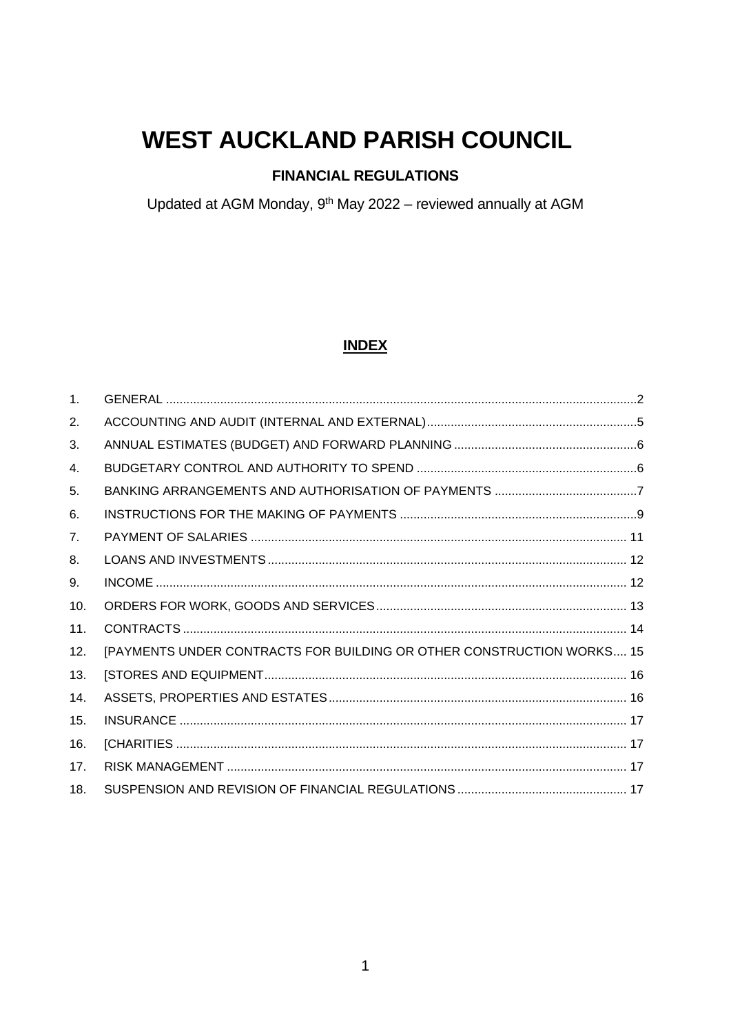# WEST AUCKLAND PARISH COUNCIL

## FINANCIAL REGULATIONS

Updated at AGM Monday, 9th May 2022 – reviewed annually at AGM

### INDEX

| | | |
|---|---|---|
| 1. | GENERAL | 2 |
| 2. | ACCOUNTING AND AUDIT (INTERNAL AND EXTERNAL) | 5 |
| 3. | ANNUAL ESTIMATES (BUDGET) AND FORWARD PLANNING | 6 |
| 4. | BUDGETARY CONTROL AND AUTHORITY TO SPEND | 6 |
| 5. | BANKING ARRANGEMENTS AND AUTHORISATION OF PAYMENTS | 7 |
| 6. | INSTRUCTIONS FOR THE MAKING OF PAYMENTS | 9 |
| 7. | PAYMENT OF SALARIES | 11 |
| 8. | LOANS AND INVESTMENTS | 12 |
| 9. | INCOME | 12 |
| 10. | ORDERS FOR WORK, GOODS AND SERVICES | 13 |
| 11. | CONTRACTS | 14 |
| 12. | [PAYMENTS UNDER CONTRACTS FOR BUILDING OR OTHER CONSTRUCTION WORKS | 15 |
| 13. | [STORES AND EQUIPMENT | 16 |
| 14. | ASSETS, PROPERTIES AND ESTATES | 16 |
| 15. | INSURANCE | 17 |
| 16. | [CHARITIES | 17 |
| 17. | RISK MANAGEMENT | 17 |
| 18. | SUSPENSION AND REVISION OF FINANCIAL REGULATIONS | 17 |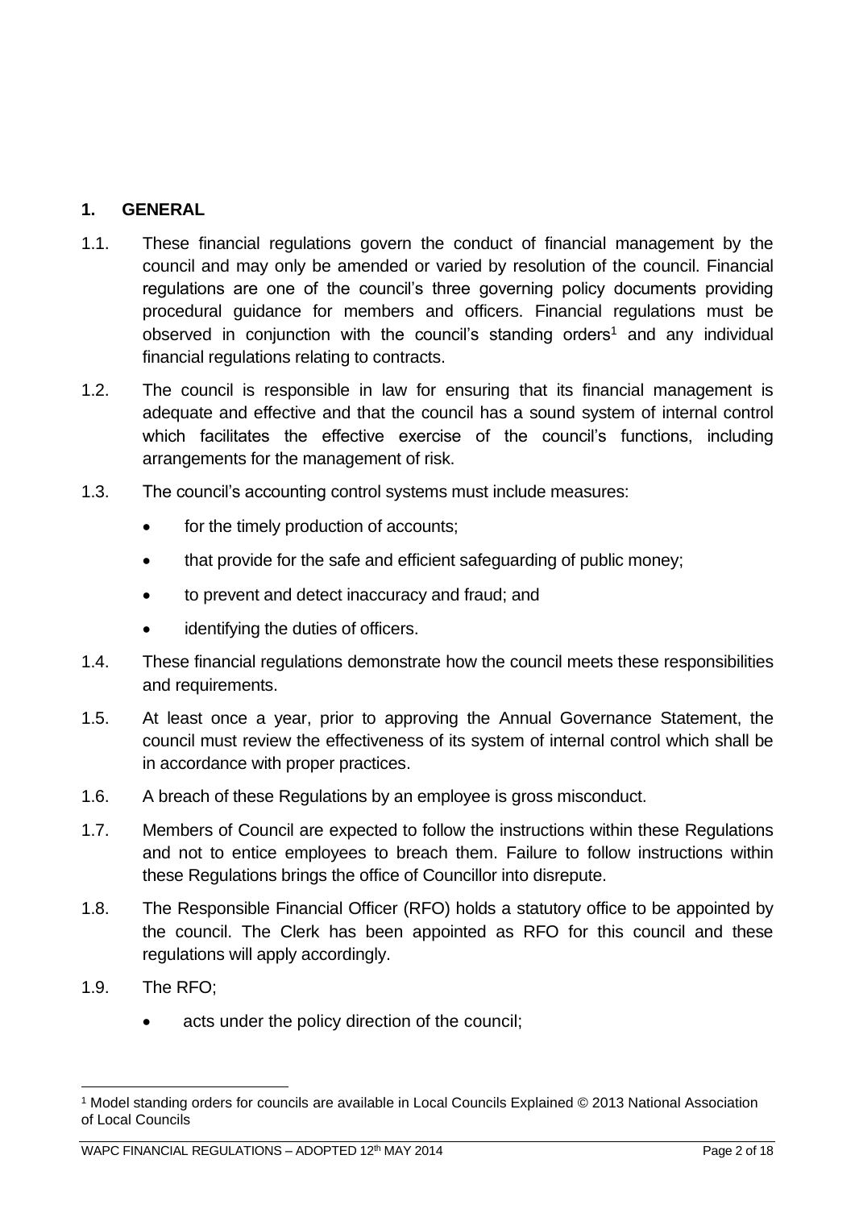## 1. GENERAL

1.1. These financial regulations govern the conduct of financial management by the council and may only be amended or varied by resolution of the council. Financial regulations are one of the council's three governing policy documents providing procedural guidance for members and officers. Financial regulations must be observed in conjunction with the council's standing orders[1] and any individual financial regulations relating to contracts.

1.2. The council is responsible in law for ensuring that its financial management is adequate and effective and that the council has a sound system of internal control which facilitates the effective exercise of the council's functions, including arrangements for the management of risk.

1.3. The council's accounting control systems must include measures:

- for the timely production of accounts;
- that provide for the safe and efficient safeguarding of public money;
- to prevent and detect inaccuracy and fraud; and
- identifying the duties of officers.

1.4. These financial regulations demonstrate how the council meets these responsibilities and requirements.

1.5. At least once a year, prior to approving the Annual Governance Statement, the council must review the effectiveness of its system of internal control which shall be in accordance with proper practices.

1.6. A breach of these Regulations by an employee is gross misconduct.

1.7. Members of Council are expected to follow the instructions within these Regulations and not to entice employees to breach them. Failure to follow instructions within these Regulations brings the office of Councillor into disrepute.

1.8. The Responsible Financial Officer (RFO) holds a statutory office to be appointed by the council. The Clerk has been appointed as RFO for this council and these regulations will apply accordingly.

1.9. The RFO;

- acts under the policy direction of the council;

[1] Model standing orders for councils are available in Local Councils Explained © 2013 National Association of Local Councils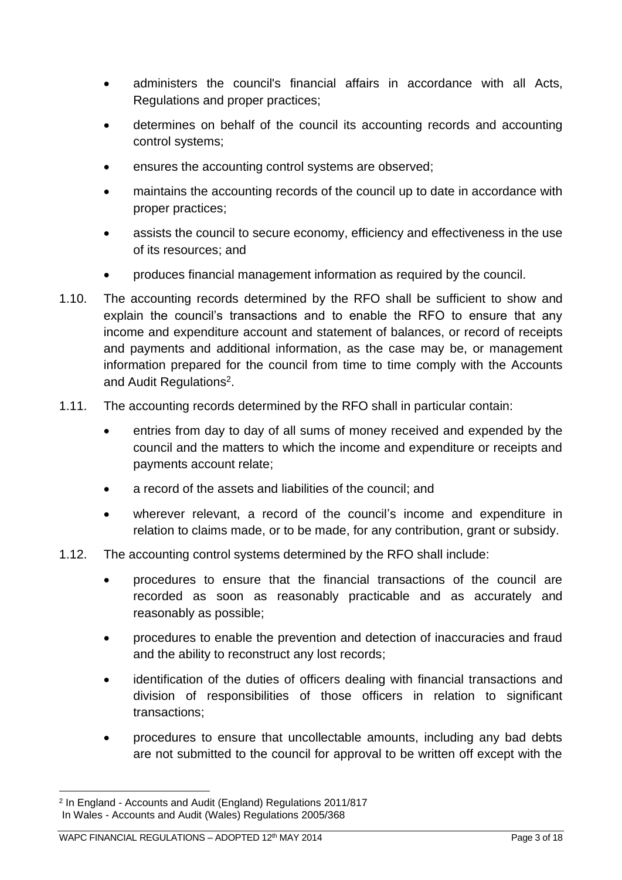- administers the council's financial affairs in accordance with all Acts, Regulations and proper practices;
- determines on behalf of the council its accounting records and accounting control systems;
- ensures the accounting control systems are observed;
- maintains the accounting records of the council up to date in accordance with proper practices;
- assists the council to secure economy, efficiency and effectiveness in the use of its resources; and
- produces financial management information as required by the council.

1.10. The accounting records determined by the RFO shall be sufficient to show and explain the council's transactions and to enable the RFO to ensure that any income and expenditure account and statement of balances, or record of receipts and payments and additional information, as the case may be, or management information prepared for the council from time to time comply with the Accounts and Audit Regulations[2].

1.11. The accounting records determined by the RFO shall in particular contain:

- entries from day to day of all sums of money received and expended by the council and the matters to which the income and expenditure or receipts and payments account relate;
- a record of the assets and liabilities of the council; and
- wherever relevant, a record of the council's income and expenditure in relation to claims made, or to be made, for any contribution, grant or subsidy.

1.12. The accounting control systems determined by the RFO shall include:

- procedures to ensure that the financial transactions of the council are recorded as soon as reasonably practicable and as accurately and reasonably as possible;
- procedures to enable the prevention and detection of inaccuracies and fraud and the ability to reconstruct any lost records;
- identification of the duties of officers dealing with financial transactions and division of responsibilities of those officers in relation to significant transactions;
- procedures to ensure that uncollectable amounts, including any bad debts are not submitted to the council for approval to be written off except with the

---

[2] In England - Accounts and Audit (England) Regulations 2011/817
In Wales - Accounts and Audit (Wales) Regulations 2005/368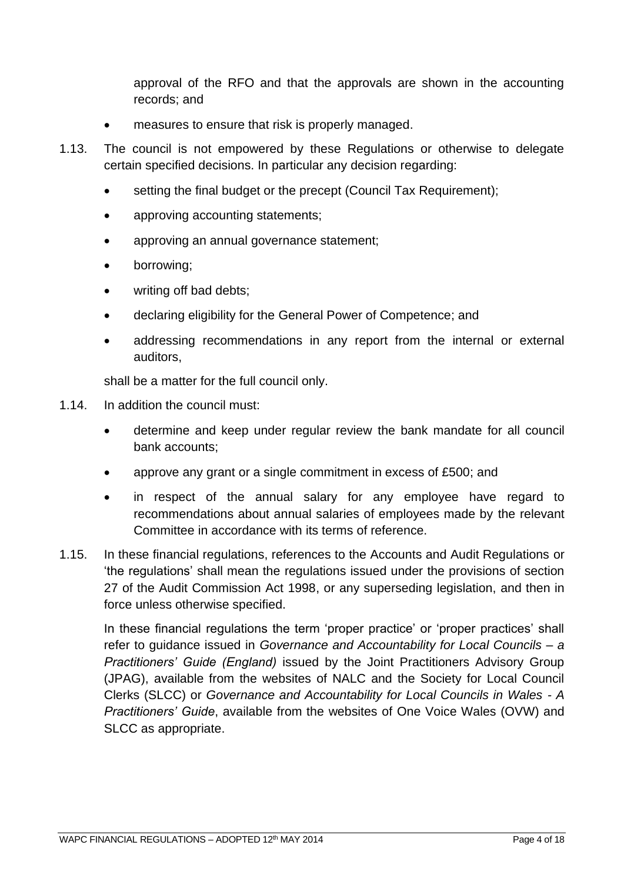approval of the RFO and that the approvals are shown in the accounting records; and

- measures to ensure that risk is properly managed.

1.13. The council is not empowered by these Regulations or otherwise to delegate certain specified decisions. In particular any decision regarding:

- setting the final budget or the precept (Council Tax Requirement);
- approving accounting statements;
- approving an annual governance statement;
- borrowing;
- writing off bad debts;
- declaring eligibility for the General Power of Competence; and
- addressing recommendations in any report from the internal or external auditors,

shall be a matter for the full council only.

1.14. In addition the council must:

- determine and keep under regular review the bank mandate for all council bank accounts;
- approve any grant or a single commitment in excess of £500; and
- in respect of the annual salary for any employee have regard to recommendations about annual salaries of employees made by the relevant Committee in accordance with its terms of reference.

1.15. In these financial regulations, references to the Accounts and Audit Regulations or 'the regulations' shall mean the regulations issued under the provisions of section 27 of the Audit Commission Act 1998, or any superseding legislation, and then in force unless otherwise specified.

In these financial regulations the term 'proper practice' or 'proper practices' shall refer to guidance issued in *Governance and Accountability for Local Councils – a Practitioners' Guide (England)* issued by the Joint Practitioners Advisory Group (JPAG), available from the websites of NALC and the Society for Local Council Clerks (SLCC) or *Governance and Accountability for Local Councils in Wales - A Practitioners' Guide*, available from the websites of One Voice Wales (OVW) and SLCC as appropriate.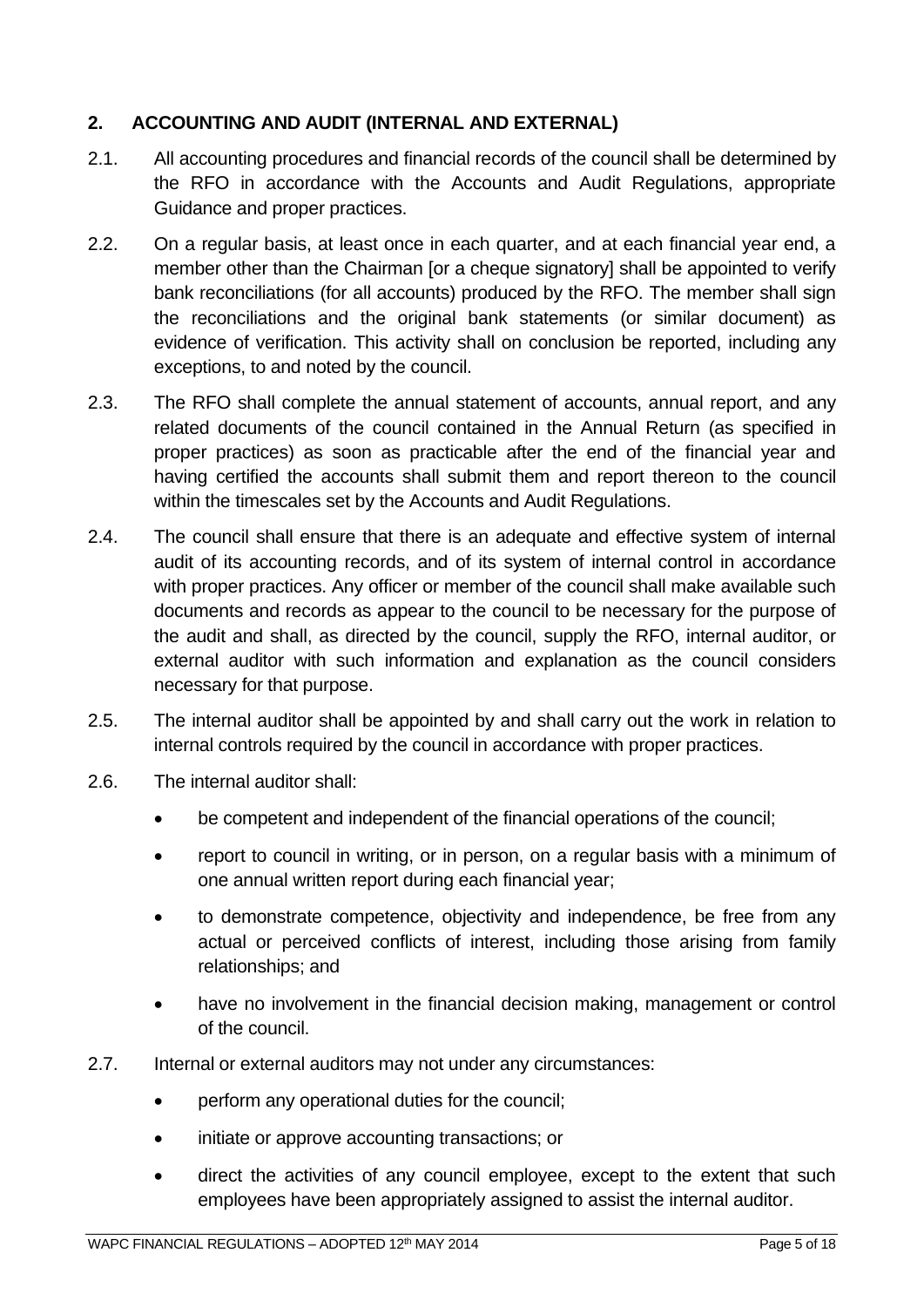## 2. ACCOUNTING AND AUDIT (INTERNAL AND EXTERNAL)

2.1. All accounting procedures and financial records of the council shall be determined by the RFO in accordance with the Accounts and Audit Regulations, appropriate Guidance and proper practices.

2.2. On a regular basis, at least once in each quarter, and at each financial year end, a member other than the Chairman [or a cheque signatory] shall be appointed to verify bank reconciliations (for all accounts) produced by the RFO. The member shall sign the reconciliations and the original bank statements (or similar document) as evidence of verification. This activity shall on conclusion be reported, including any exceptions, to and noted by the council.

2.3. The RFO shall complete the annual statement of accounts, annual report, and any related documents of the council contained in the Annual Return (as specified in proper practices) as soon as practicable after the end of the financial year and having certified the accounts shall submit them and report thereon to the council within the timescales set by the Accounts and Audit Regulations.

2.4. The council shall ensure that there is an adequate and effective system of internal audit of its accounting records, and of its system of internal control in accordance with proper practices. Any officer or member of the council shall make available such documents and records as appear to the council to be necessary for the purpose of the audit and shall, as directed by the council, supply the RFO, internal auditor, or external auditor with such information and explanation as the council considers necessary for that purpose.

2.5. The internal auditor shall be appointed by and shall carry out the work in relation to internal controls required by the council in accordance with proper practices.

2.6. The internal auditor shall:

- be competent and independent of the financial operations of the council;
- report to council in writing, or in person, on a regular basis with a minimum of one annual written report during each financial year;
- to demonstrate competence, objectivity and independence, be free from any actual or perceived conflicts of interest, including those arising from family relationships; and
- have no involvement in the financial decision making, management or control of the council.

2.7. Internal or external auditors may not under any circumstances:

- perform any operational duties for the council;
- initiate or approve accounting transactions; or
- direct the activities of any council employee, except to the extent that such employees have been appropriately assigned to assist the internal auditor.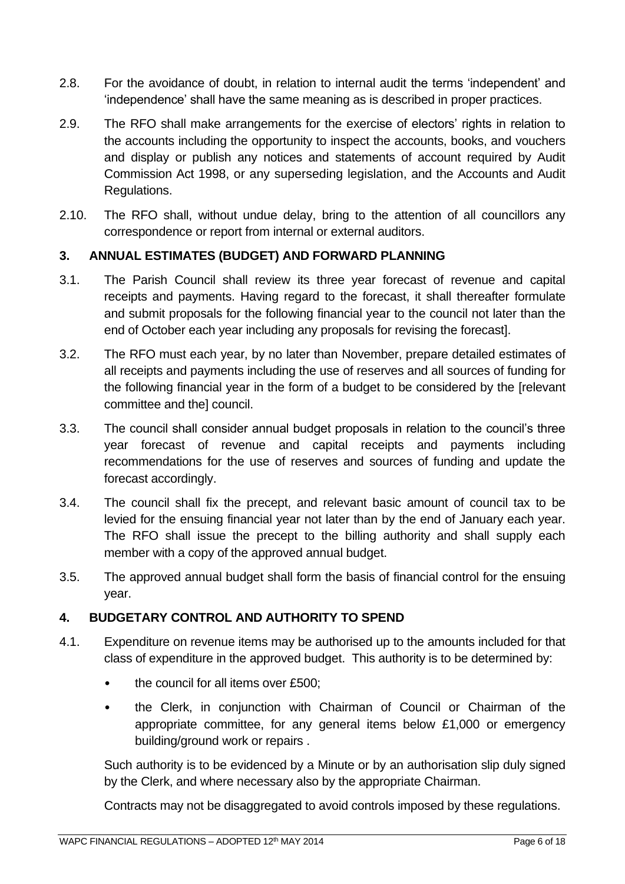2.8. For the avoidance of doubt, in relation to internal audit the terms 'independent' and 'independence' shall have the same meaning as is described in proper practices.

2.9. The RFO shall make arrangements for the exercise of electors' rights in relation to the accounts including the opportunity to inspect the accounts, books, and vouchers and display or publish any notices and statements of account required by Audit Commission Act 1998, or any superseding legislation, and the Accounts and Audit Regulations.

2.10. The RFO shall, without undue delay, bring to the attention of all councillors any correspondence or report from internal or external auditors.

## 3. ANNUAL ESTIMATES (BUDGET) AND FORWARD PLANNING

3.1. The Parish Council shall review its three year forecast of revenue and capital receipts and payments. Having regard to the forecast, it shall thereafter formulate and submit proposals for the following financial year to the council not later than the end of October each year including any proposals for revising the forecast].

3.2. The RFO must each year, by no later than November, prepare detailed estimates of all receipts and payments including the use of reserves and all sources of funding for the following financial year in the form of a budget to be considered by the [relevant committee and the] council.

3.3. The council shall consider annual budget proposals in relation to the council's three year forecast of revenue and capital receipts and payments including recommendations for the use of reserves and sources of funding and update the forecast accordingly.

3.4. The council shall fix the precept, and relevant basic amount of council tax to be levied for the ensuing financial year not later than by the end of January each year. The RFO shall issue the precept to the billing authority and shall supply each member with a copy of the approved annual budget.

3.5. The approved annual budget shall form the basis of financial control for the ensuing year.

## 4. BUDGETARY CONTROL AND AUTHORITY TO SPEND

4.1. Expenditure on revenue items may be authorised up to the amounts included for that class of expenditure in the approved budget. This authority is to be determined by:

- the council for all items over £500;
- the Clerk, in conjunction with Chairman of Council or Chairman of the appropriate committee, for any general items below £1,000 or emergency building/ground work or repairs .

Such authority is to be evidenced by a Minute or by an authorisation slip duly signed by the Clerk, and where necessary also by the appropriate Chairman.

Contracts may not be disaggregated to avoid controls imposed by these regulations.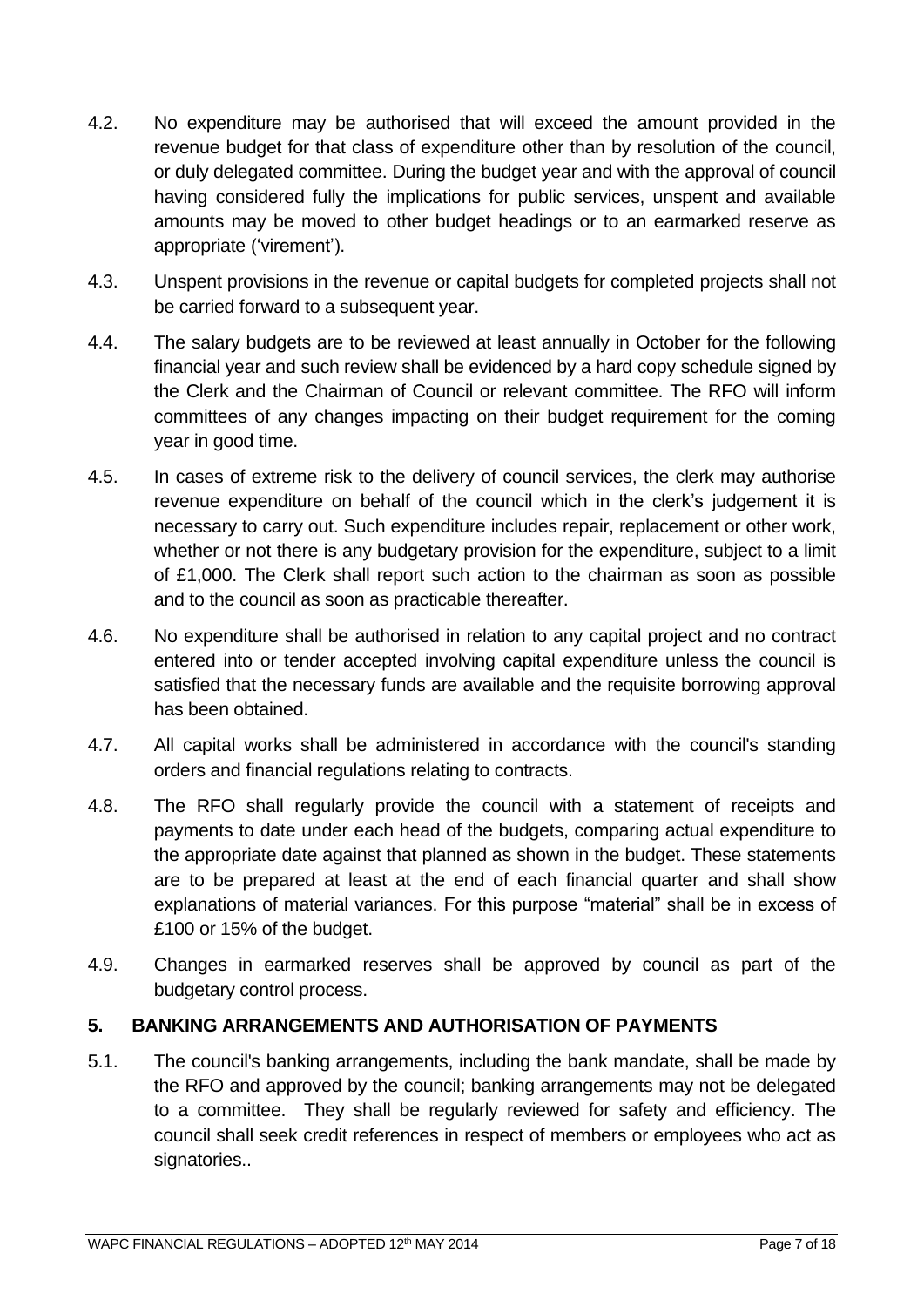4.2. No expenditure may be authorised that will exceed the amount provided in the revenue budget for that class of expenditure other than by resolution of the council, or duly delegated committee. During the budget year and with the approval of council having considered fully the implications for public services, unspent and available amounts may be moved to other budget headings or to an earmarked reserve as appropriate ('virement').

4.3. Unspent provisions in the revenue or capital budgets for completed projects shall not be carried forward to a subsequent year.

4.4. The salary budgets are to be reviewed at least annually in October for the following financial year and such review shall be evidenced by a hard copy schedule signed by the Clerk and the Chairman of Council or relevant committee. The RFO will inform committees of any changes impacting on their budget requirement for the coming year in good time.

4.5. In cases of extreme risk to the delivery of council services, the clerk may authorise revenue expenditure on behalf of the council which in the clerk's judgement it is necessary to carry out. Such expenditure includes repair, replacement or other work, whether or not there is any budgetary provision for the expenditure, subject to a limit of £1,000. The Clerk shall report such action to the chairman as soon as possible and to the council as soon as practicable thereafter.

4.6. No expenditure shall be authorised in relation to any capital project and no contract entered into or tender accepted involving capital expenditure unless the council is satisfied that the necessary funds are available and the requisite borrowing approval has been obtained.

4.7. All capital works shall be administered in accordance with the council's standing orders and financial regulations relating to contracts.

4.8. The RFO shall regularly provide the council with a statement of receipts and payments to date under each head of the budgets, comparing actual expenditure to the appropriate date against that planned as shown in the budget. These statements are to be prepared at least at the end of each financial quarter and shall show explanations of material variances. For this purpose "material" shall be in excess of £100 or 15% of the budget.

4.9. Changes in earmarked reserves shall be approved by council as part of the budgetary control process.

## 5. BANKING ARRANGEMENTS AND AUTHORISATION OF PAYMENTS

5.1. The council's banking arrangements, including the bank mandate, shall be made by the RFO and approved by the council; banking arrangements may not be delegated to a committee. They shall be regularly reviewed for safety and efficiency. The council shall seek credit references in respect of members or employees who act as signatories..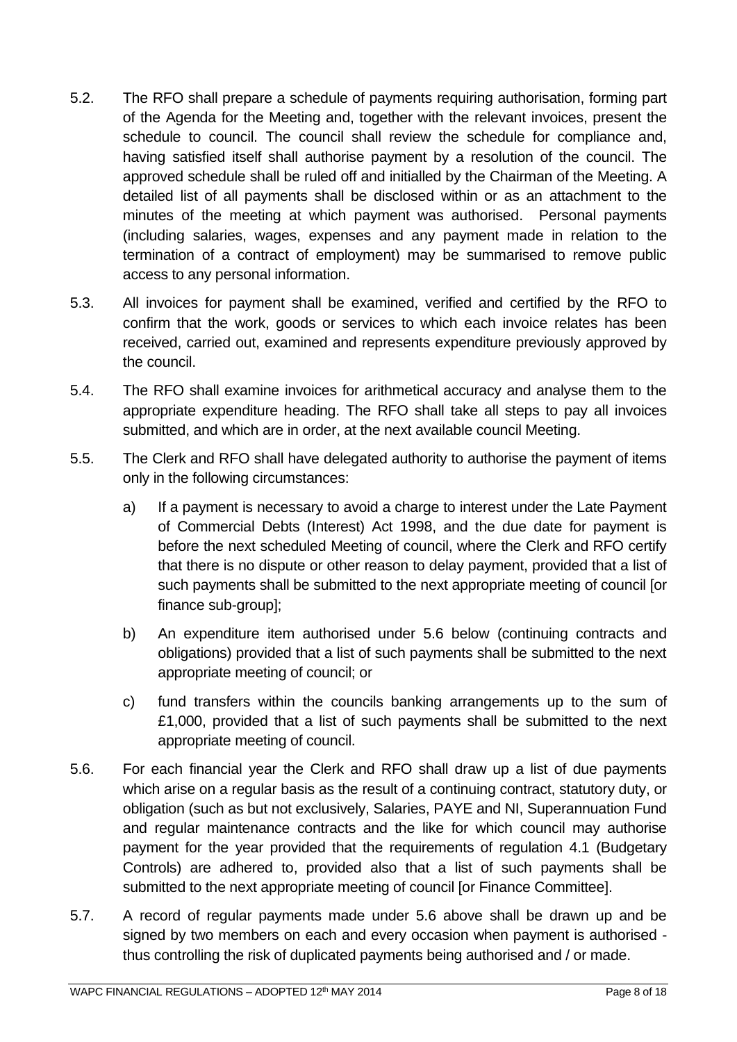5.2. The RFO shall prepare a schedule of payments requiring authorisation, forming part of the Agenda for the Meeting and, together with the relevant invoices, present the schedule to council. The council shall review the schedule for compliance and, having satisfied itself shall authorise payment by a resolution of the council. The approved schedule shall be ruled off and initialled by the Chairman of the Meeting. A detailed list of all payments shall be disclosed within or as an attachment to the minutes of the meeting at which payment was authorised. Personal payments (including salaries, wages, expenses and any payment made in relation to the termination of a contract of employment) may be summarised to remove public access to any personal information.

5.3. All invoices for payment shall be examined, verified and certified by the RFO to confirm that the work, goods or services to which each invoice relates has been received, carried out, examined and represents expenditure previously approved by the council.

5.4. The RFO shall examine invoices for arithmetical accuracy and analyse them to the appropriate expenditure heading. The RFO shall take all steps to pay all invoices submitted, and which are in order, at the next available council Meeting.

5.5. The Clerk and RFO shall have delegated authority to authorise the payment of items only in the following circumstances:

a) If a payment is necessary to avoid a charge to interest under the Late Payment of Commercial Debts (Interest) Act 1998, and the due date for payment is before the next scheduled Meeting of council, where the Clerk and RFO certify that there is no dispute or other reason to delay payment, provided that a list of such payments shall be submitted to the next appropriate meeting of council [or finance sub-group];

b) An expenditure item authorised under 5.6 below (continuing contracts and obligations) provided that a list of such payments shall be submitted to the next appropriate meeting of council; or

c) fund transfers within the councils banking arrangements up to the sum of £1,000, provided that a list of such payments shall be submitted to the next appropriate meeting of council.

5.6. For each financial year the Clerk and RFO shall draw up a list of due payments which arise on a regular basis as the result of a continuing contract, statutory duty, or obligation (such as but not exclusively, Salaries, PAYE and NI, Superannuation Fund and regular maintenance contracts and the like for which council may authorise payment for the year provided that the requirements of regulation 4.1 (Budgetary Controls) are adhered to, provided also that a list of such payments shall be submitted to the next appropriate meeting of council [or Finance Committee].

5.7. A record of regular payments made under 5.6 above shall be drawn up and be signed by two members on each and every occasion when payment is authorised - thus controlling the risk of duplicated payments being authorised and / or made.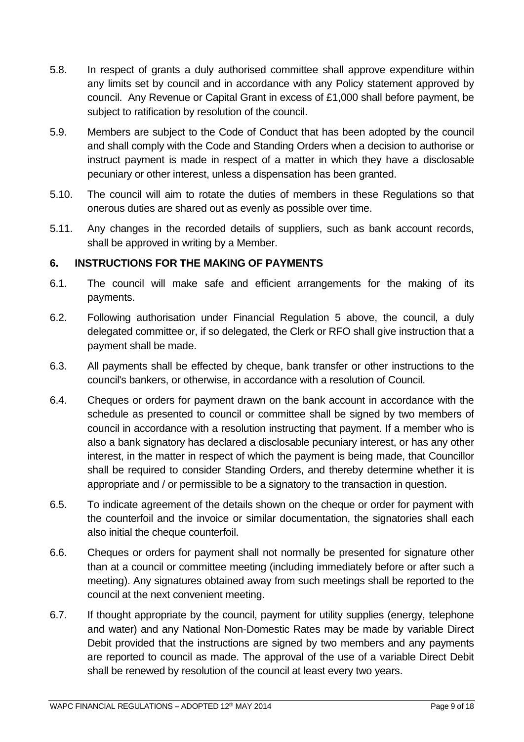5.8. In respect of grants a duly authorised committee shall approve expenditure within any limits set by council and in accordance with any Policy statement approved by council. Any Revenue or Capital Grant in excess of £1,000 shall before payment, be subject to ratification by resolution of the council.

5.9. Members are subject to the Code of Conduct that has been adopted by the council and shall comply with the Code and Standing Orders when a decision to authorise or instruct payment is made in respect of a matter in which they have a disclosable pecuniary or other interest, unless a dispensation has been granted.

5.10. The council will aim to rotate the duties of members in these Regulations so that onerous duties are shared out as evenly as possible over time.

5.11. Any changes in the recorded details of suppliers, such as bank account records, shall be approved in writing by a Member.

## 6. INSTRUCTIONS FOR THE MAKING OF PAYMENTS

6.1. The council will make safe and efficient arrangements for the making of its payments.

6.2. Following authorisation under Financial Regulation 5 above, the council, a duly delegated committee or, if so delegated, the Clerk or RFO shall give instruction that a payment shall be made.

6.3. All payments shall be effected by cheque, bank transfer or other instructions to the council's bankers, or otherwise, in accordance with a resolution of Council.

6.4. Cheques or orders for payment drawn on the bank account in accordance with the schedule as presented to council or committee shall be signed by two members of council in accordance with a resolution instructing that payment. If a member who is also a bank signatory has declared a disclosable pecuniary interest, or has any other interest, in the matter in respect of which the payment is being made, that Councillor shall be required to consider Standing Orders, and thereby determine whether it is appropriate and / or permissible to be a signatory to the transaction in question.

6.5. To indicate agreement of the details shown on the cheque or order for payment with the counterfoil and the invoice or similar documentation, the signatories shall each also initial the cheque counterfoil.

6.6. Cheques or orders for payment shall not normally be presented for signature other than at a council or committee meeting (including immediately before or after such a meeting). Any signatures obtained away from such meetings shall be reported to the council at the next convenient meeting.

6.7. If thought appropriate by the council, payment for utility supplies (energy, telephone and water) and any National Non-Domestic Rates may be made by variable Direct Debit provided that the instructions are signed by two members and any payments are reported to council as made. The approval of the use of a variable Direct Debit shall be renewed by resolution of the council at least every two years.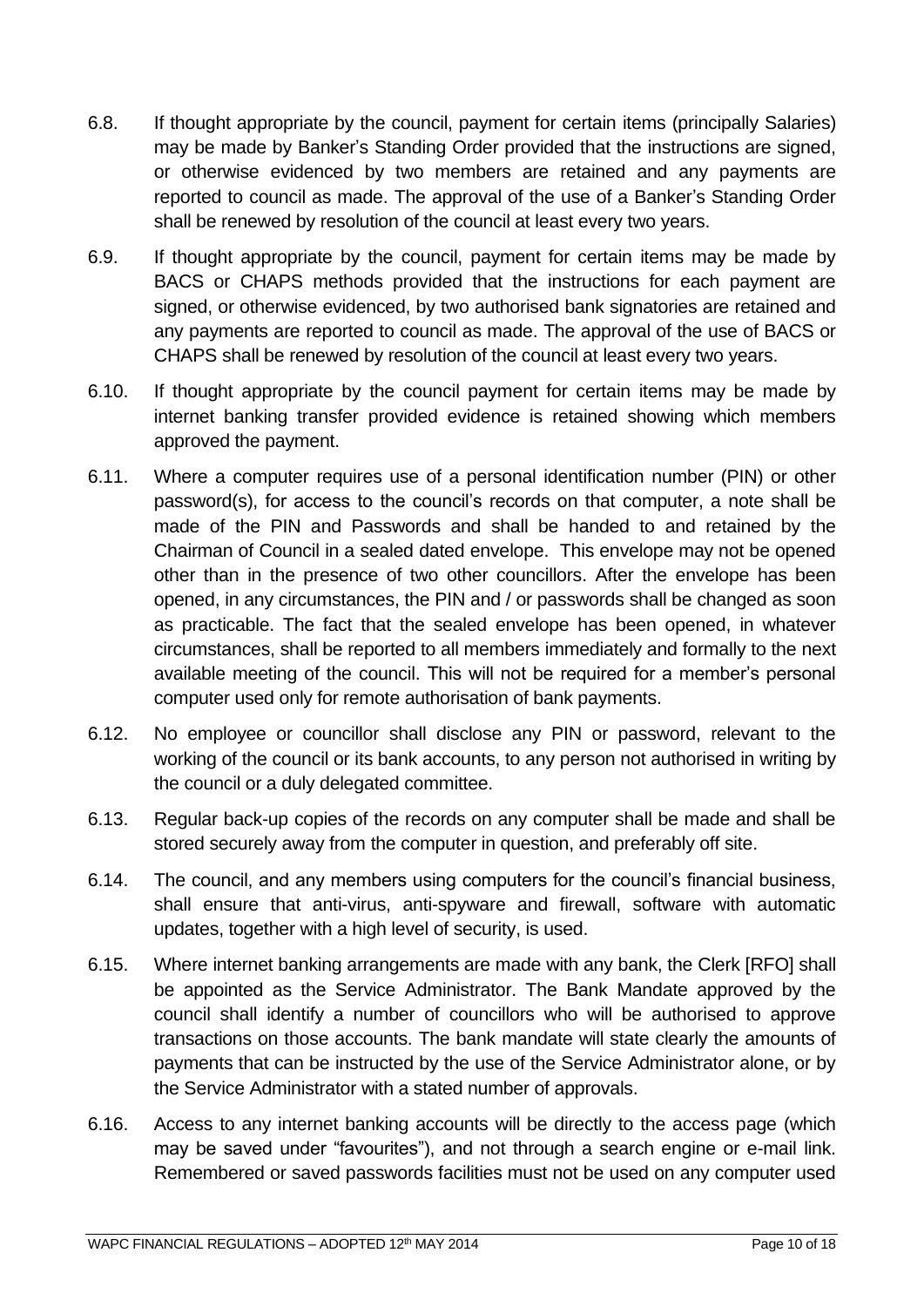6.8. If thought appropriate by the council, payment for certain items (principally Salaries) may be made by Banker's Standing Order provided that the instructions are signed, or otherwise evidenced by two members are retained and any payments are reported to council as made. The approval of the use of a Banker's Standing Order shall be renewed by resolution of the council at least every two years.

6.9. If thought appropriate by the council, payment for certain items may be made by BACS or CHAPS methods provided that the instructions for each payment are signed, or otherwise evidenced, by two authorised bank signatories are retained and any payments are reported to council as made. The approval of the use of BACS or CHAPS shall be renewed by resolution of the council at least every two years.

6.10. If thought appropriate by the council payment for certain items may be made by internet banking transfer provided evidence is retained showing which members approved the payment.

6.11. Where a computer requires use of a personal identification number (PIN) or other password(s), for access to the council's records on that computer, a note shall be made of the PIN and Passwords and shall be handed to and retained by the Chairman of Council in a sealed dated envelope. This envelope may not be opened other than in the presence of two other councillors. After the envelope has been opened, in any circumstances, the PIN and / or passwords shall be changed as soon as practicable. The fact that the sealed envelope has been opened, in whatever circumstances, shall be reported to all members immediately and formally to the next available meeting of the council. This will not be required for a member's personal computer used only for remote authorisation of bank payments.

6.12. No employee or councillor shall disclose any PIN or password, relevant to the working of the council or its bank accounts, to any person not authorised in writing by the council or a duly delegated committee.

6.13. Regular back-up copies of the records on any computer shall be made and shall be stored securely away from the computer in question, and preferably off site.

6.14. The council, and any members using computers for the council's financial business, shall ensure that anti-virus, anti-spyware and firewall, software with automatic updates, together with a high level of security, is used.

6.15. Where internet banking arrangements are made with any bank, the Clerk [RFO] shall be appointed as the Service Administrator. The Bank Mandate approved by the council shall identify a number of councillors who will be authorised to approve transactions on those accounts. The bank mandate will state clearly the amounts of payments that can be instructed by the use of the Service Administrator alone, or by the Service Administrator with a stated number of approvals.

6.16. Access to any internet banking accounts will be directly to the access page (which may be saved under "favourites"), and not through a search engine or e-mail link. Remembered or saved passwords facilities must not be used on any computer used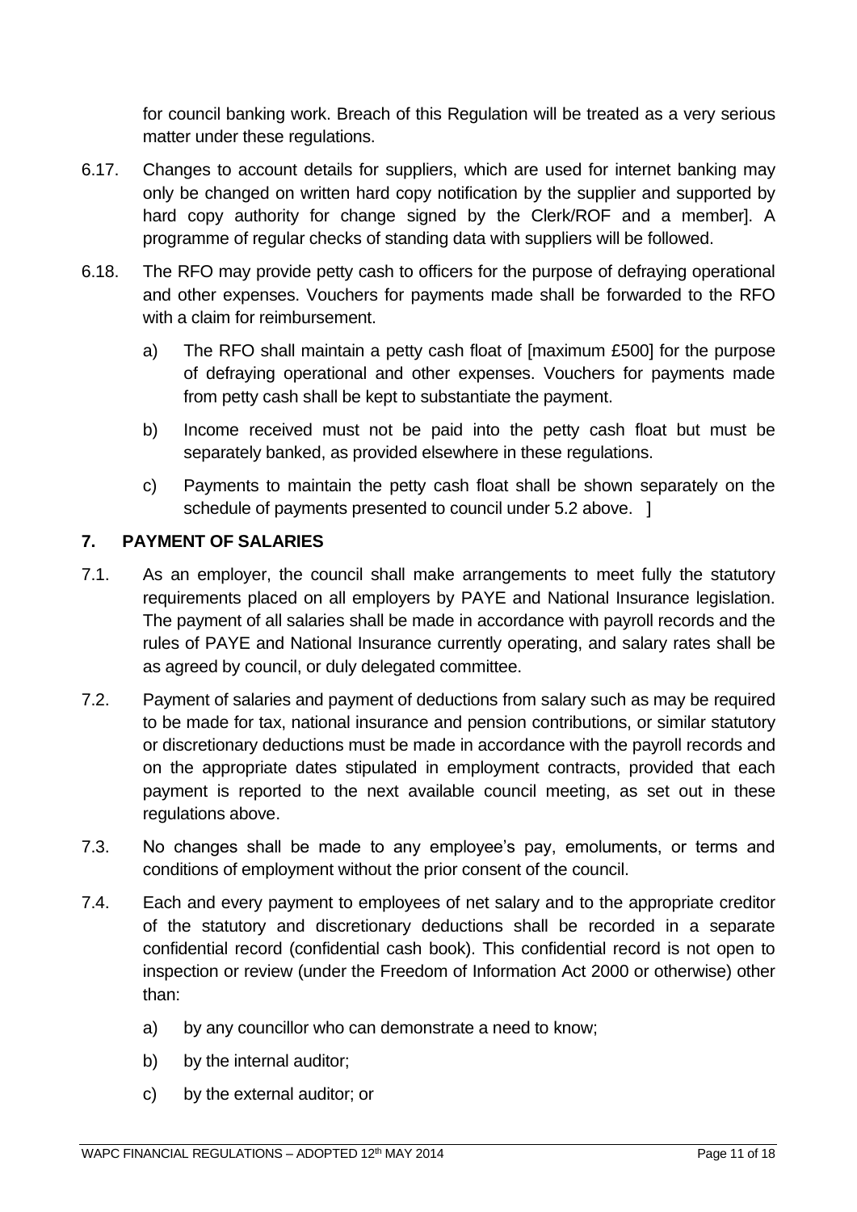for council banking work. Breach of this Regulation will be treated as a very serious matter under these regulations.

6.17. Changes to account details for suppliers, which are used for internet banking may only be changed on written hard copy notification by the supplier and supported by hard copy authority for change signed by the Clerk/ROF and a member]. A programme of regular checks of standing data with suppliers will be followed.

6.18. The RFO may provide petty cash to officers for the purpose of defraying operational and other expenses. Vouchers for payments made shall be forwarded to the RFO with a claim for reimbursement.

a) The RFO shall maintain a petty cash float of [maximum £500] for the purpose of defraying operational and other expenses. Vouchers for payments made from petty cash shall be kept to substantiate the payment.

b) Income received must not be paid into the petty cash float but must be separately banked, as provided elsewhere in these regulations.

c) Payments to maintain the petty cash float shall be shown separately on the schedule of payments presented to council under 5.2 above. ]

## 7. PAYMENT OF SALARIES

7.1. As an employer, the council shall make arrangements to meet fully the statutory requirements placed on all employers by PAYE and National Insurance legislation. The payment of all salaries shall be made in accordance with payroll records and the rules of PAYE and National Insurance currently operating, and salary rates shall be as agreed by council, or duly delegated committee.

7.2. Payment of salaries and payment of deductions from salary such as may be required to be made for tax, national insurance and pension contributions, or similar statutory or discretionary deductions must be made in accordance with the payroll records and on the appropriate dates stipulated in employment contracts, provided that each payment is reported to the next available council meeting, as set out in these regulations above.

7.3. No changes shall be made to any employee's pay, emoluments, or terms and conditions of employment without the prior consent of the council.

7.4. Each and every payment to employees of net salary and to the appropriate creditor of the statutory and discretionary deductions shall be recorded in a separate confidential record (confidential cash book). This confidential record is not open to inspection or review (under the Freedom of Information Act 2000 or otherwise) other than:

a) by any councillor who can demonstrate a need to know;

b) by the internal auditor;

c) by the external auditor; or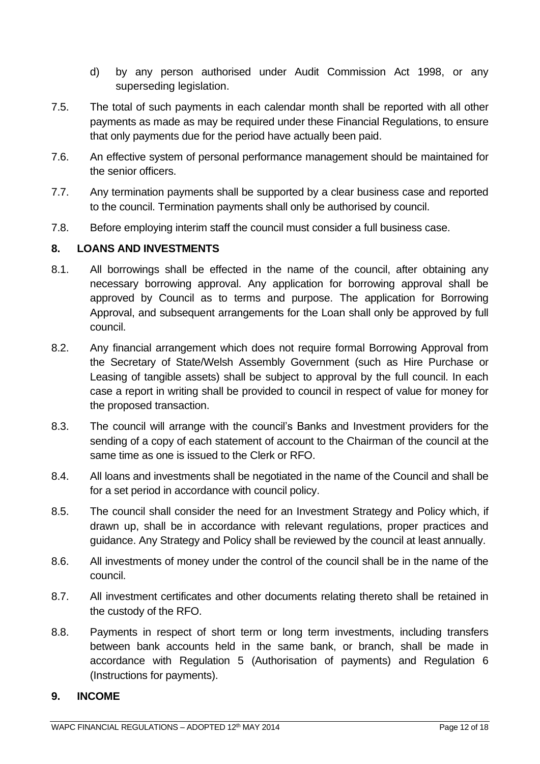d) by any person authorised under Audit Commission Act 1998, or any superseding legislation.

7.5. The total of such payments in each calendar month shall be reported with all other payments as made as may be required under these Financial Regulations, to ensure that only payments due for the period have actually been paid.

7.6. An effective system of personal performance management should be maintained for the senior officers.

7.7. Any termination payments shall be supported by a clear business case and reported to the council. Termination payments shall only be authorised by council.

7.8. Before employing interim staff the council must consider a full business case.

## 8. LOANS AND INVESTMENTS

8.1. All borrowings shall be effected in the name of the council, after obtaining any necessary borrowing approval. Any application for borrowing approval shall be approved by Council as to terms and purpose. The application for Borrowing Approval, and subsequent arrangements for the Loan shall only be approved by full council.

8.2. Any financial arrangement which does not require formal Borrowing Approval from the Secretary of State/Welsh Assembly Government (such as Hire Purchase or Leasing of tangible assets) shall be subject to approval by the full council. In each case a report in writing shall be provided to council in respect of value for money for the proposed transaction.

8.3. The council will arrange with the council's Banks and Investment providers for the sending of a copy of each statement of account to the Chairman of the council at the same time as one is issued to the Clerk or RFO.

8.4. All loans and investments shall be negotiated in the name of the Council and shall be for a set period in accordance with council policy.

8.5. The council shall consider the need for an Investment Strategy and Policy which, if drawn up, shall be in accordance with relevant regulations, proper practices and guidance. Any Strategy and Policy shall be reviewed by the council at least annually.

8.6. All investments of money under the control of the council shall be in the name of the council.

8.7. All investment certificates and other documents relating thereto shall be retained in the custody of the RFO.

8.8. Payments in respect of short term or long term investments, including transfers between bank accounts held in the same bank, or branch, shall be made in accordance with Regulation 5 (Authorisation of payments) and Regulation 6 (Instructions for payments).

## 9. INCOME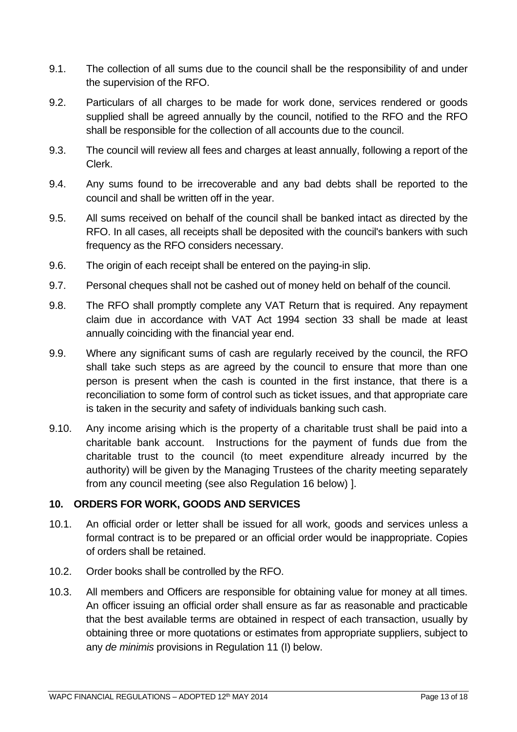9.1. The collection of all sums due to the council shall be the responsibility of and under the supervision of the RFO.

9.2. Particulars of all charges to be made for work done, services rendered or goods supplied shall be agreed annually by the council, notified to the RFO and the RFO shall be responsible for the collection of all accounts due to the council.

9.3. The council will review all fees and charges at least annually, following a report of the Clerk.

9.4. Any sums found to be irrecoverable and any bad debts shall be reported to the council and shall be written off in the year.

9.5. All sums received on behalf of the council shall be banked intact as directed by the RFO. In all cases, all receipts shall be deposited with the council's bankers with such frequency as the RFO considers necessary.

9.6. The origin of each receipt shall be entered on the paying-in slip.

9.7. Personal cheques shall not be cashed out of money held on behalf of the council.

9.8. The RFO shall promptly complete any VAT Return that is required. Any repayment claim due in accordance with VAT Act 1994 section 33 shall be made at least annually coinciding with the financial year end.

9.9. Where any significant sums of cash are regularly received by the council, the RFO shall take such steps as are agreed by the council to ensure that more than one person is present when the cash is counted in the first instance, that there is a reconciliation to some form of control such as ticket issues, and that appropriate care is taken in the security and safety of individuals banking such cash.

9.10. Any income arising which is the property of a charitable trust shall be paid into a charitable bank account. Instructions for the payment of funds due from the charitable trust to the council (to meet expenditure already incurred by the authority) will be given by the Managing Trustees of the charity meeting separately from any council meeting (see also Regulation 16 below) ].

## 10. ORDERS FOR WORK, GOODS AND SERVICES

10.1. An official order or letter shall be issued for all work, goods and services unless a formal contract is to be prepared or an official order would be inappropriate. Copies of orders shall be retained.

10.2. Order books shall be controlled by the RFO.

10.3. All members and Officers are responsible for obtaining value for money at all times. An officer issuing an official order shall ensure as far as reasonable and practicable that the best available terms are obtained in respect of each transaction, usually by obtaining three or more quotations or estimates from appropriate suppliers, subject to any *de minimis* provisions in Regulation 11 (I) below.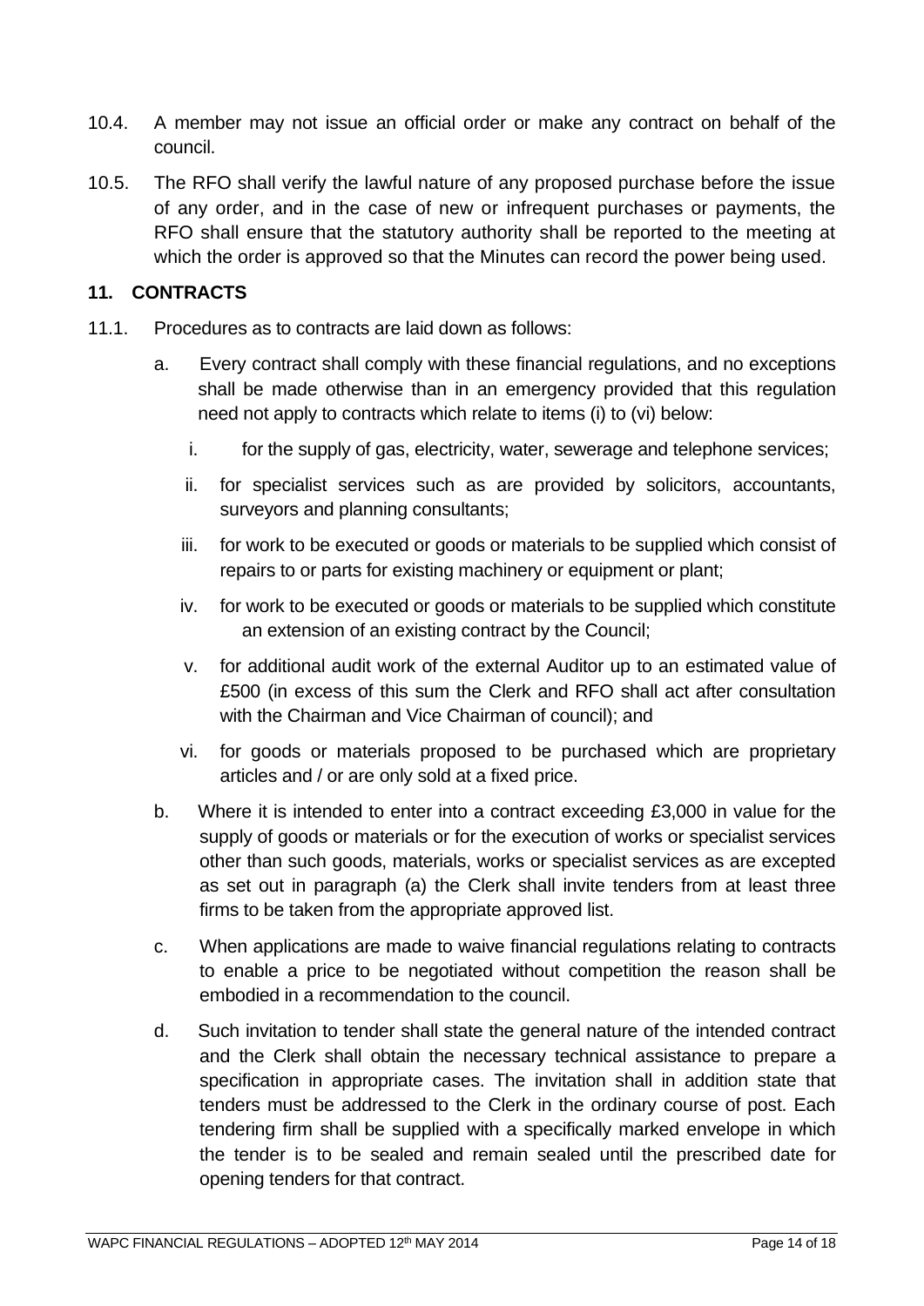10.4. A member may not issue an official order or make any contract on behalf of the council.

10.5. The RFO shall verify the lawful nature of any proposed purchase before the issue of any order, and in the case of new or infrequent purchases or payments, the RFO shall ensure that the statutory authority shall be reported to the meeting at which the order is approved so that the Minutes can record the power being used.

## 11. CONTRACTS

11.1. Procedures as to contracts are laid down as follows:

a. Every contract shall comply with these financial regulations, and no exceptions shall be made otherwise than in an emergency provided that this regulation need not apply to contracts which relate to items (i) to (vi) below:

  i. for the supply of gas, electricity, water, sewerage and telephone services;

  ii. for specialist services such as are provided by solicitors, accountants, surveyors and planning consultants;

  iii. for work to be executed or goods or materials to be supplied which consist of repairs to or parts for existing machinery or equipment or plant;

  iv. for work to be executed or goods or materials to be supplied which constitute an extension of an existing contract by the Council;

  v. for additional audit work of the external Auditor up to an estimated value of £500 (in excess of this sum the Clerk and RFO shall act after consultation with the Chairman and Vice Chairman of council); and

  vi. for goods or materials proposed to be purchased which are proprietary articles and / or are only sold at a fixed price.

b. Where it is intended to enter into a contract exceeding £3,000 in value for the supply of goods or materials or for the execution of works or specialist services other than such goods, materials, works or specialist services as are excepted as set out in paragraph (a) the Clerk shall invite tenders from at least three firms to be taken from the appropriate approved list.

c. When applications are made to waive financial regulations relating to contracts to enable a price to be negotiated without competition the reason shall be embodied in a recommendation to the council.

d. Such invitation to tender shall state the general nature of the intended contract and the Clerk shall obtain the necessary technical assistance to prepare a specification in appropriate cases. The invitation shall in addition state that tenders must be addressed to the Clerk in the ordinary course of post. Each tendering firm shall be supplied with a specifically marked envelope in which the tender is to be sealed and remain sealed until the prescribed date for opening tenders for that contract.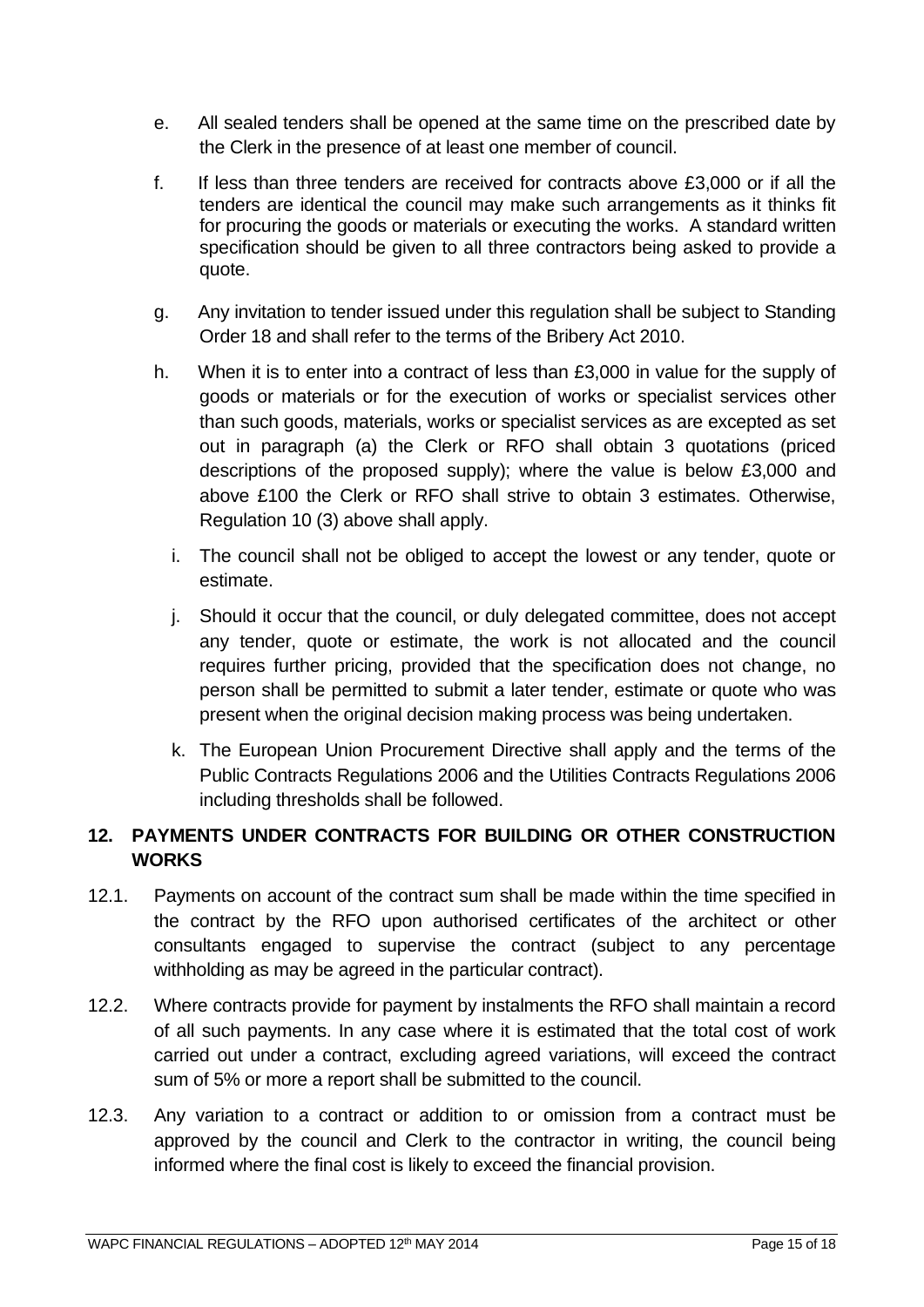e. All sealed tenders shall be opened at the same time on the prescribed date by the Clerk in the presence of at least one member of council.

f. If less than three tenders are received for contracts above £3,000 or if all the tenders are identical the council may make such arrangements as it thinks fit for procuring the goods or materials or executing the works. A standard written specification should be given to all three contractors being asked to provide a quote.

g. Any invitation to tender issued under this regulation shall be subject to Standing Order 18 and shall refer to the terms of the Bribery Act 2010.

h. When it is to enter into a contract of less than £3,000 in value for the supply of goods or materials or for the execution of works or specialist services other than such goods, materials, works or specialist services as are excepted as set out in paragraph (a) the Clerk or RFO shall obtain 3 quotations (priced descriptions of the proposed supply); where the value is below £3,000 and above £100 the Clerk or RFO shall strive to obtain 3 estimates. Otherwise, Regulation 10 (3) above shall apply.

i. The council shall not be obliged to accept the lowest or any tender, quote or estimate.

j. Should it occur that the council, or duly delegated committee, does not accept any tender, quote or estimate, the work is not allocated and the council requires further pricing, provided that the specification does not change, no person shall be permitted to submit a later tender, estimate or quote who was present when the original decision making process was being undertaken.

k. The European Union Procurement Directive shall apply and the terms of the Public Contracts Regulations 2006 and the Utilities Contracts Regulations 2006 including thresholds shall be followed.

## 12. PAYMENTS UNDER CONTRACTS FOR BUILDING OR OTHER CONSTRUCTION WORKS

12.1. Payments on account of the contract sum shall be made within the time specified in the contract by the RFO upon authorised certificates of the architect or other consultants engaged to supervise the contract (subject to any percentage withholding as may be agreed in the particular contract).

12.2. Where contracts provide for payment by instalments the RFO shall maintain a record of all such payments. In any case where it is estimated that the total cost of work carried out under a contract, excluding agreed variations, will exceed the contract sum of 5% or more a report shall be submitted to the council.

12.3. Any variation to a contract or addition to or omission from a contract must be approved by the council and Clerk to the contractor in writing, the council being informed where the final cost is likely to exceed the financial provision.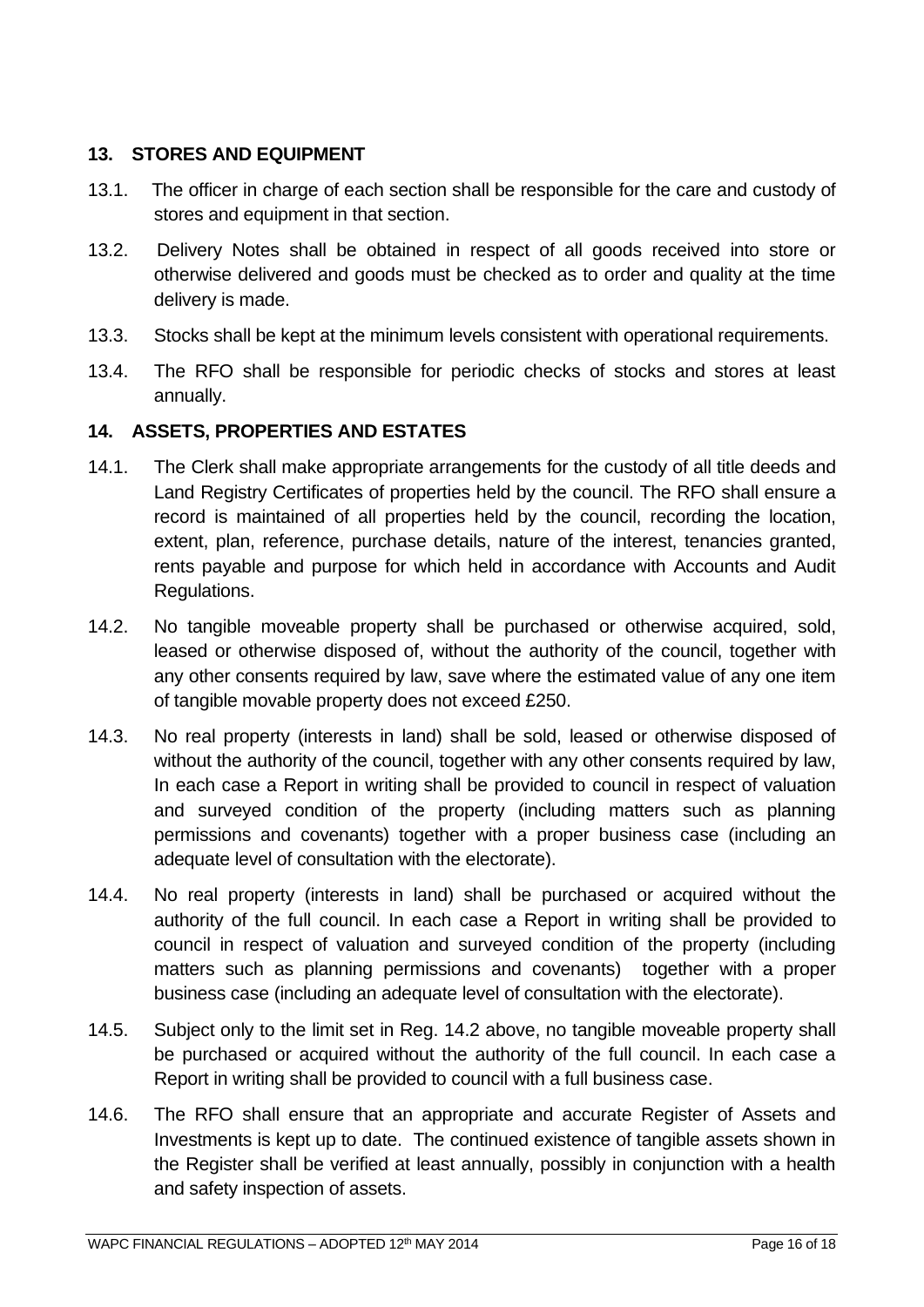## 13. STORES AND EQUIPMENT

13.1. The officer in charge of each section shall be responsible for the care and custody of stores and equipment in that section.

13.2. Delivery Notes shall be obtained in respect of all goods received into store or otherwise delivered and goods must be checked as to order and quality at the time delivery is made.

13.3. Stocks shall be kept at the minimum levels consistent with operational requirements.

13.4. The RFO shall be responsible for periodic checks of stocks and stores at least annually.

## 14. ASSETS, PROPERTIES AND ESTATES

14.1. The Clerk shall make appropriate arrangements for the custody of all title deeds and Land Registry Certificates of properties held by the council. The RFO shall ensure a record is maintained of all properties held by the council, recording the location, extent, plan, reference, purchase details, nature of the interest, tenancies granted, rents payable and purpose for which held in accordance with Accounts and Audit Regulations.

14.2. No tangible moveable property shall be purchased or otherwise acquired, sold, leased or otherwise disposed of, without the authority of the council, together with any other consents required by law, save where the estimated value of any one item of tangible movable property does not exceed £250.

14.3. No real property (interests in land) shall be sold, leased or otherwise disposed of without the authority of the council, together with any other consents required by law, In each case a Report in writing shall be provided to council in respect of valuation and surveyed condition of the property (including matters such as planning permissions and covenants) together with a proper business case (including an adequate level of consultation with the electorate).

14.4. No real property (interests in land) shall be purchased or acquired without the authority of the full council. In each case a Report in writing shall be provided to council in respect of valuation and surveyed condition of the property (including matters such as planning permissions and covenants) together with a proper business case (including an adequate level of consultation with the electorate).

14.5. Subject only to the limit set in Reg. 14.2 above, no tangible moveable property shall be purchased or acquired without the authority of the full council. In each case a Report in writing shall be provided to council with a full business case.

14.6. The RFO shall ensure that an appropriate and accurate Register of Assets and Investments is kept up to date. The continued existence of tangible assets shown in the Register shall be verified at least annually, possibly in conjunction with a health and safety inspection of assets.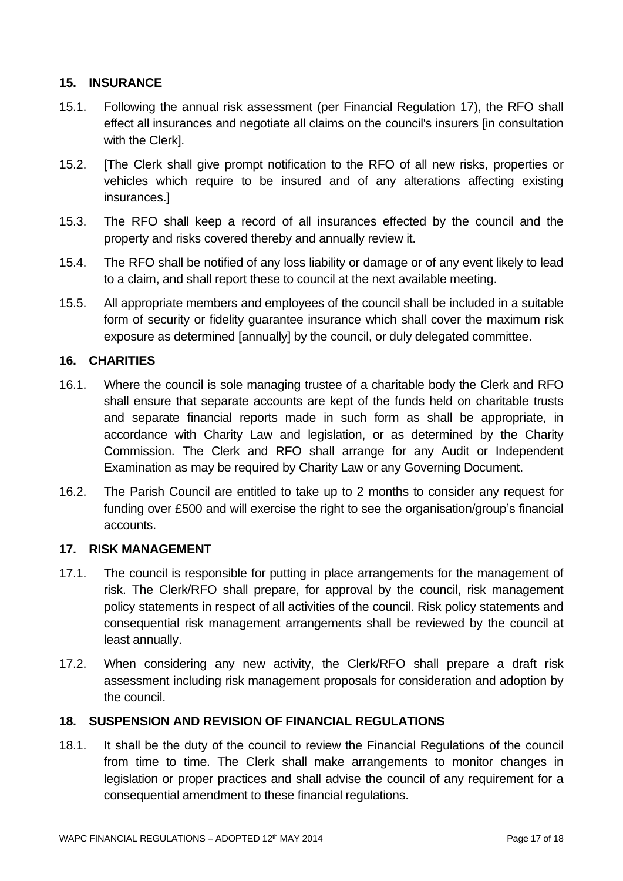## 15. INSURANCE

15.1. Following the annual risk assessment (per Financial Regulation 17), the RFO shall effect all insurances and negotiate all claims on the council's insurers [in consultation with the Clerk].

15.2. [The Clerk shall give prompt notification to the RFO of all new risks, properties or vehicles which require to be insured and of any alterations affecting existing insurances.]

15.3. The RFO shall keep a record of all insurances effected by the council and the property and risks covered thereby and annually review it.

15.4. The RFO shall be notified of any loss liability or damage or of any event likely to lead to a claim, and shall report these to council at the next available meeting.

15.5. All appropriate members and employees of the council shall be included in a suitable form of security or fidelity guarantee insurance which shall cover the maximum risk exposure as determined [annually] by the council, or duly delegated committee.

## 16. CHARITIES

16.1. Where the council is sole managing trustee of a charitable body the Clerk and RFO shall ensure that separate accounts are kept of the funds held on charitable trusts and separate financial reports made in such form as shall be appropriate, in accordance with Charity Law and legislation, or as determined by the Charity Commission. The Clerk and RFO shall arrange for any Audit or Independent Examination as may be required by Charity Law or any Governing Document.

16.2. The Parish Council are entitled to take up to 2 months to consider any request for funding over £500 and will exercise the right to see the organisation/group's financial accounts.

## 17. RISK MANAGEMENT

17.1. The council is responsible for putting in place arrangements for the management of risk. The Clerk/RFO shall prepare, for approval by the council, risk management policy statements in respect of all activities of the council. Risk policy statements and consequential risk management arrangements shall be reviewed by the council at least annually.

17.2. When considering any new activity, the Clerk/RFO shall prepare a draft risk assessment including risk management proposals for consideration and adoption by the council.

## 18. SUSPENSION AND REVISION OF FINANCIAL REGULATIONS

18.1. It shall be the duty of the council to review the Financial Regulations of the council from time to time. The Clerk shall make arrangements to monitor changes in legislation or proper practices and shall advise the council of any requirement for a consequential amendment to these financial regulations.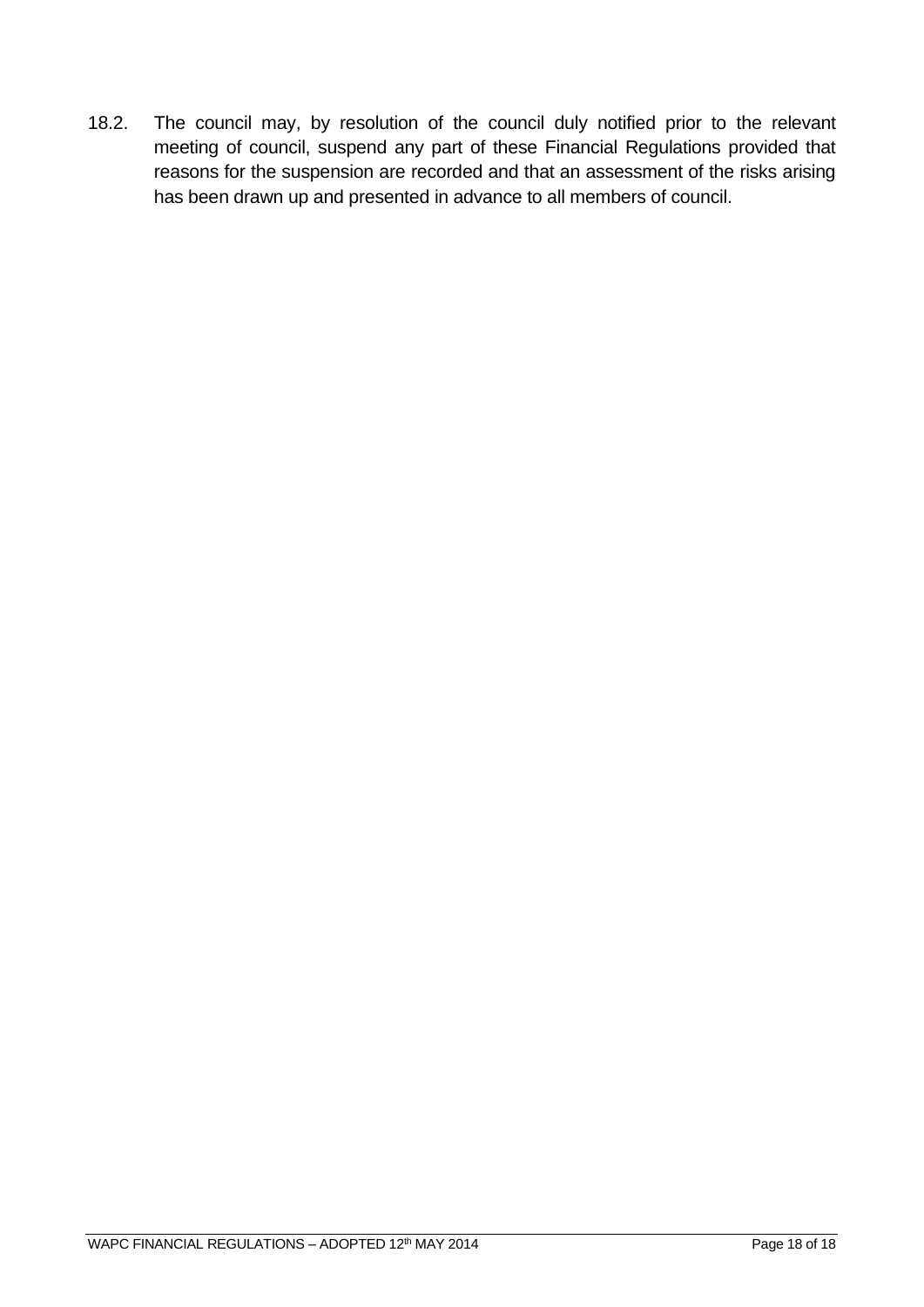18.2. The council may, by resolution of the council duly notified prior to the relevant meeting of council, suspend any part of these Financial Regulations provided that reasons for the suspension are recorded and that an assessment of the risks arising has been drawn up and presented in advance to all members of council.